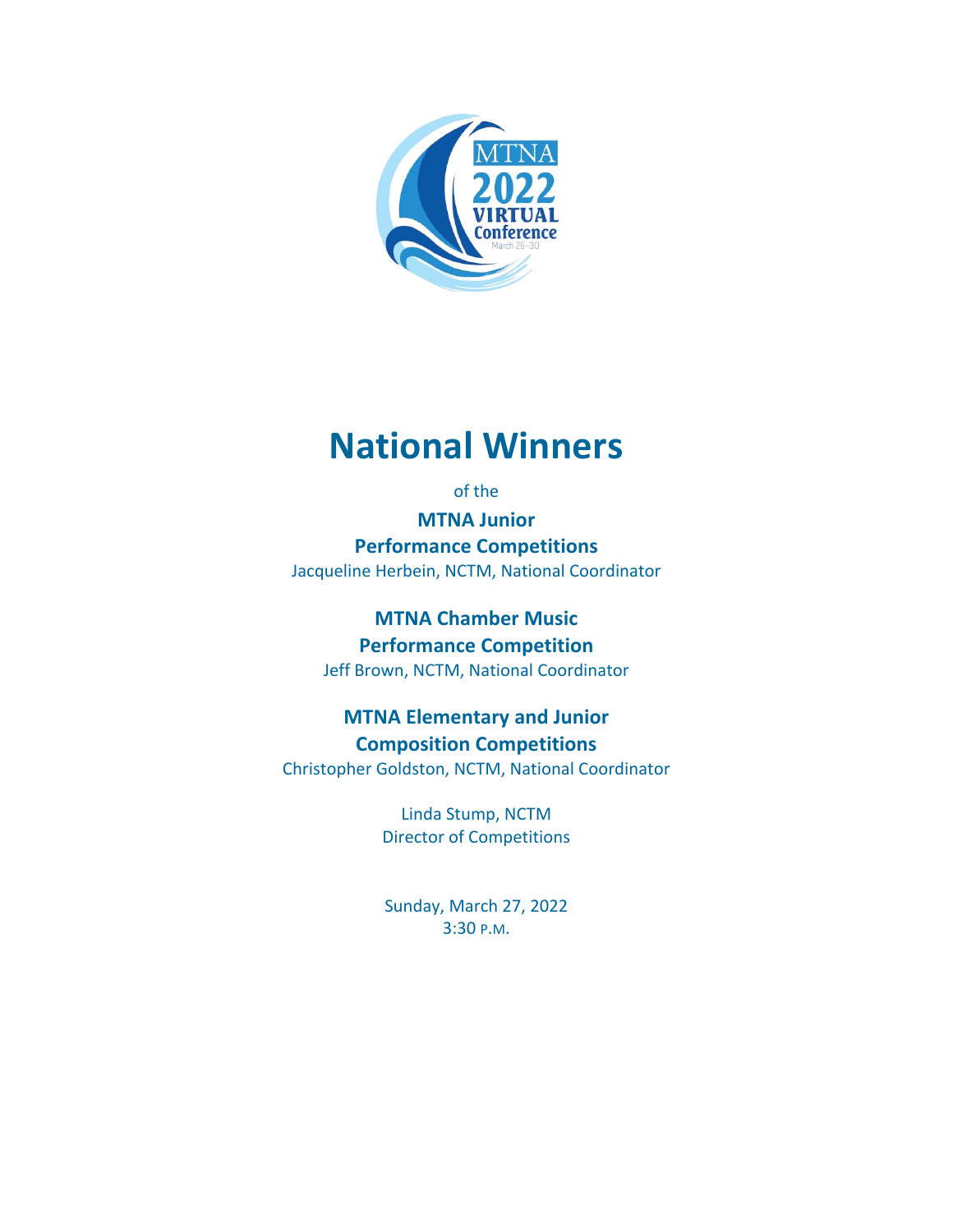MTNA 2022 VIRTUAL Conference March 26–30

# National Winners

of the

**MTNA Junior Performance Competitions**

Jacqueline Herbein, NCTM, National Coordinator

**MTNA Chamber Music Performance Competition**

Jeff Brown, NCTM, National Coordinator

**MTNA Elementary and Junior Composition Competitions**

Christopher Goldston, NCTM, National Coordinator

Linda Stump, NCTM
Director of Competitions

Sunday, March 27, 2022
3:30 P.M.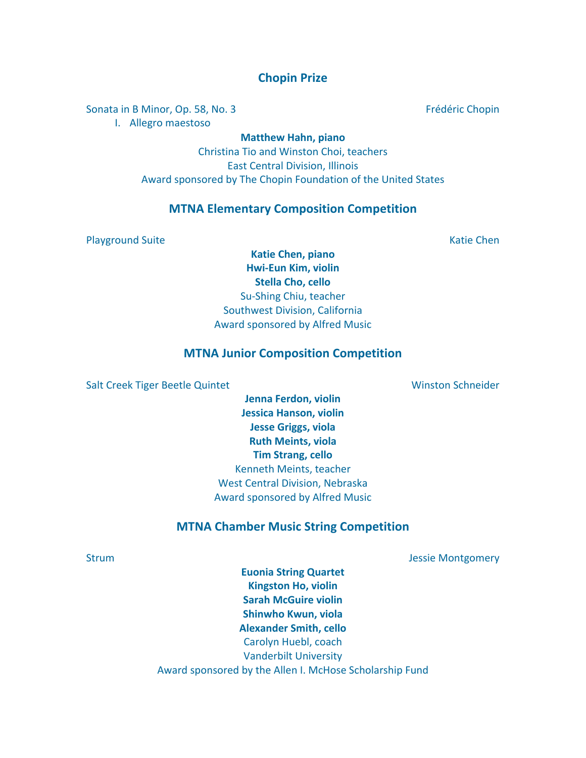## Chopin Prize

Sonata in B Minor, Op. 58, No. 3 — Frédéric Chopin

I. Allegro maestoso

**Matthew Hahn, piano**

Christina Tio and Winston Choi, teachers

East Central Division, Illinois

Award sponsored by The Chopin Foundation of the United States

## MTNA Elementary Composition Competition

Playground Suite — Katie Chen

**Katie Chen, piano**

**Hwi-Eun Kim, violin**

**Stella Cho, cello**

Su-Shing Chiu, teacher

Southwest Division, California

Award sponsored by Alfred Music

## MTNA Junior Composition Competition

Salt Creek Tiger Beetle Quintet — Winston Schneider

**Jenna Ferdon, violin**

**Jessica Hanson, violin**

**Jesse Griggs, viola**

**Ruth Meints, viola**

**Tim Strang, cello**

Kenneth Meints, teacher

West Central Division, Nebraska

Award sponsored by Alfred Music

## MTNA Chamber Music String Competition

Strum — Jessie Montgomery

**Euonia String Quartet**

**Kingston Ho, violin**

**Sarah McGuire violin**

**Shinwho Kwun, viola**

**Alexander Smith, cello**

Carolyn Huebl, coach

Vanderbilt University

Award sponsored by the Allen I. McHose Scholarship Fund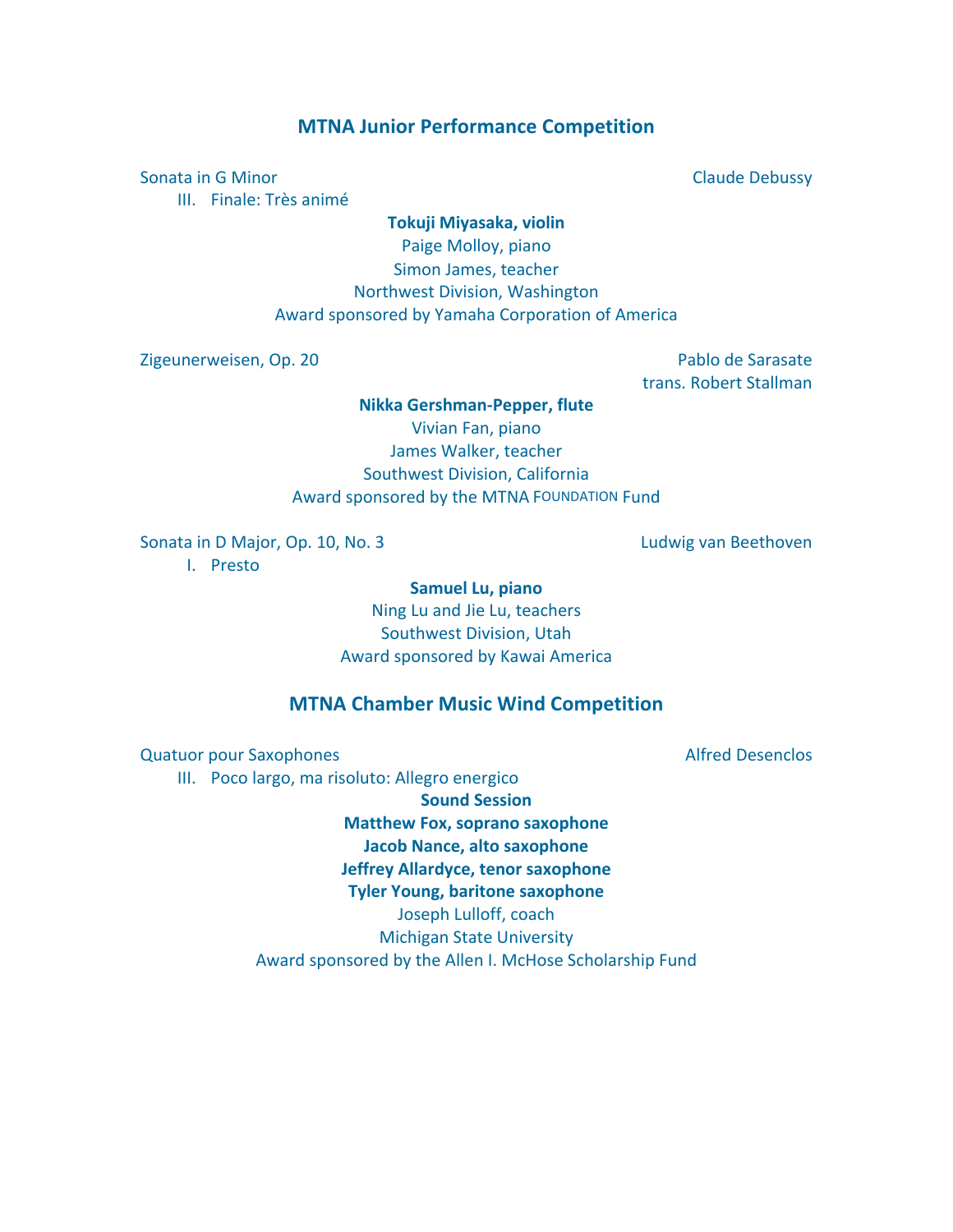## MTNA Junior Performance Competition

Sonata in G Minor — Claude Debussy

III. Finale: Très animé

**Tokuji Miyasaka, violin**
Paige Molloy, piano
Simon James, teacher
Northwest Division, Washington
Award sponsored by Yamaha Corporation of America

Zigeunerweisen, Op. 20 — Pablo de Sarasate
trans. Robert Stallman

**Nikka Gershman-Pepper, flute**
Vivian Fan, piano
James Walker, teacher
Southwest Division, California
Award sponsored by the MTNA FOUNDATION Fund

Sonata in D Major, Op. 10, No. 3 — Ludwig van Beethoven

I. Presto

**Samuel Lu, piano**
Ning Lu and Jie Lu, teachers
Southwest Division, Utah
Award sponsored by Kawai America

## MTNA Chamber Music Wind Competition

Quatuor pour Saxophones — Alfred Desenclos

III. Poco largo, ma risoluto: Allegro energico

**Sound Session**
**Matthew Fox, soprano saxophone**
**Jacob Nance, alto saxophone**
**Jeffrey Allardyce, tenor saxophone**
**Tyler Young, baritone saxophone**
Joseph Lulloff, coach
Michigan State University
Award sponsored by the Allen I. McHose Scholarship Fund